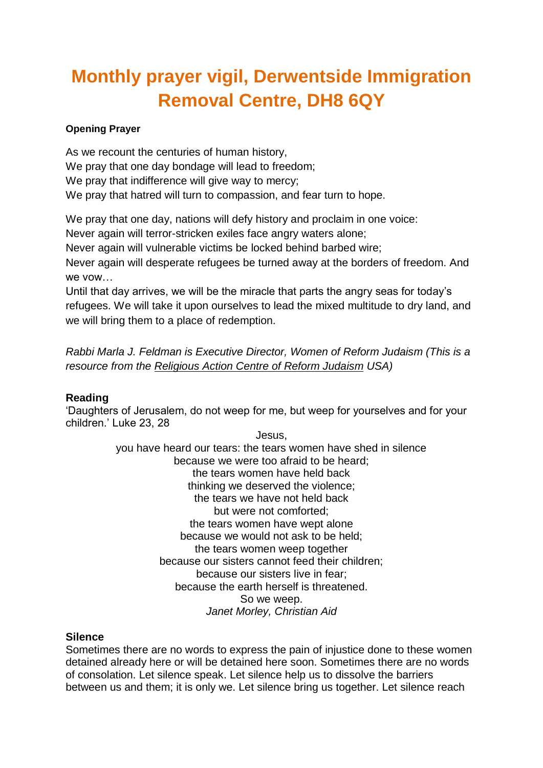# Monthly prayer vigil, Derwentside Immigration Removal Centre, DH8 6QY

**Opening Prayer**

As we recount the centuries of human history,
We pray that one day bondage will lead to freedom;
We pray that indifference will give way to mercy;
We pray that hatred will turn to compassion, and fear turn to hope.

We pray that one day, nations will defy history and proclaim in one voice:
Never again will terror-stricken exiles face angry waters alone;
Never again will vulnerable victims be locked behind barbed wire;
Never again will desperate refugees be turned away at the borders of freedom. And we vow…
Until that day arrives, we will be the miracle that parts the angry seas for today's refugees. We will take it upon ourselves to lead the mixed multitude to dry land, and we will bring them to a place of redemption.

*Rabbi Marla J. Feldman is Executive Director, Women of Reform Judaism (This is a resource from the Religious Action Centre of Reform Judaism USA)*

**Reading**

'Daughters of Jerusalem, do not weep for me, but weep for yourselves and for your children.' Luke 23, 28

Jesus,
you have heard our tears: the tears women have shed in silence
because we were too afraid to be heard;
the tears women have held back
thinking we deserved the violence;
the tears we have not held back
but were not comforted;
the tears women have wept alone
because we would not ask to be held;
the tears women weep together
because our sisters cannot feed their children;
because our sisters live in fear;
because the earth herself is threatened.
So we weep.
*Janet Morley, Christian Aid*

**Silence**

Sometimes there are no words to express the pain of injustice done to these women detained already here or will be detained here soon. Sometimes there are no words of consolation. Let silence speak. Let silence help us to dissolve the barriers between us and them; it is only we. Let silence bring us together. Let silence reach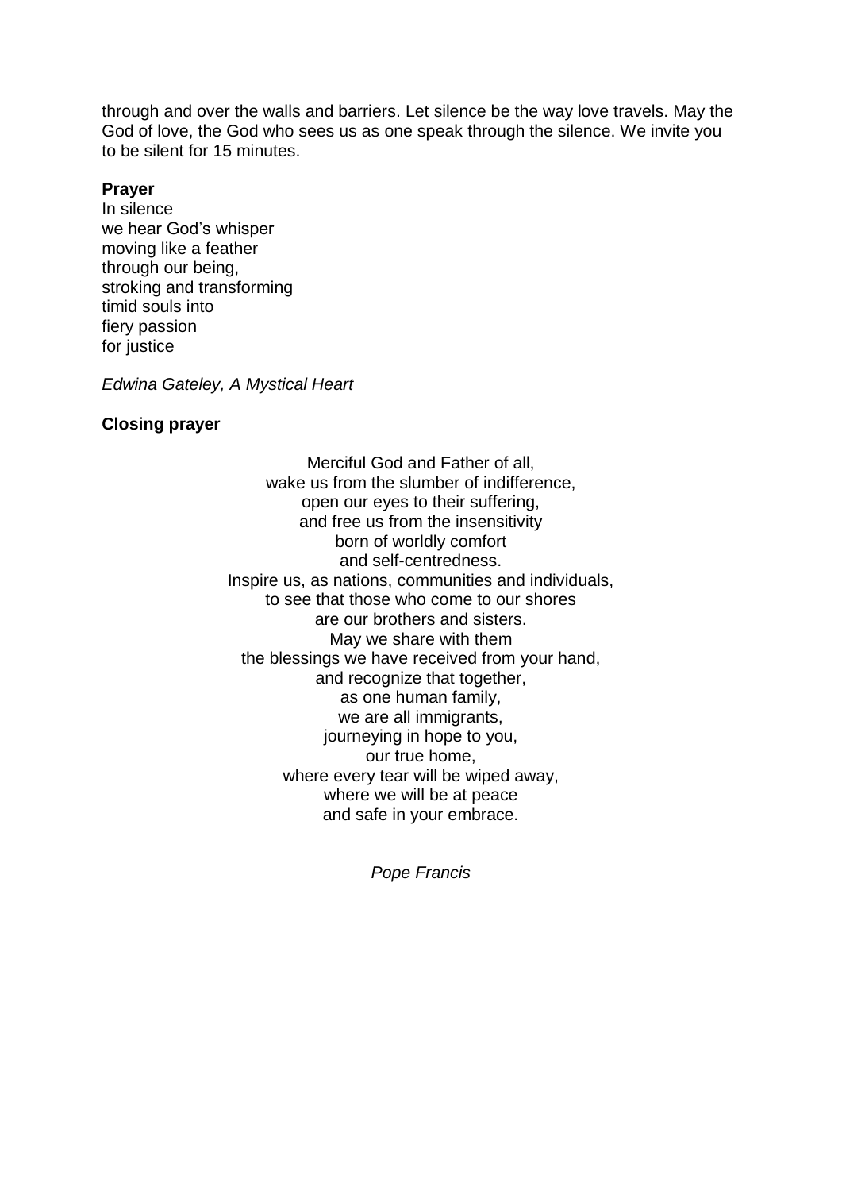through and over the walls and barriers. Let silence be the way love travels. May the God of love, the God who sees us as one speak through the silence. We invite you to be silent for 15 minutes.

**Prayer**

In silence  
we hear God's whisper  
moving like a feather  
through our being,  
stroking and transforming  
timid souls into  
fiery passion  
for justice

*Edwina Gateley, A Mystical Heart*

**Closing prayer**

Merciful God and Father of all,  
wake us from the slumber of indifference,  
open our eyes to their suffering,  
and free us from the insensitivity  
born of worldly comfort  
and self-centredness.  
Inspire us, as nations, communities and individuals,  
to see that those who come to our shores  
are our brothers and sisters.  
May we share with them  
the blessings we have received from your hand,  
and recognize that together,  
as one human family,  
we are all immigrants,  
journeying in hope to you,  
our true home,  
where every tear will be wiped away,  
where we will be at peace  
and safe in your embrace.

*Pope Francis*